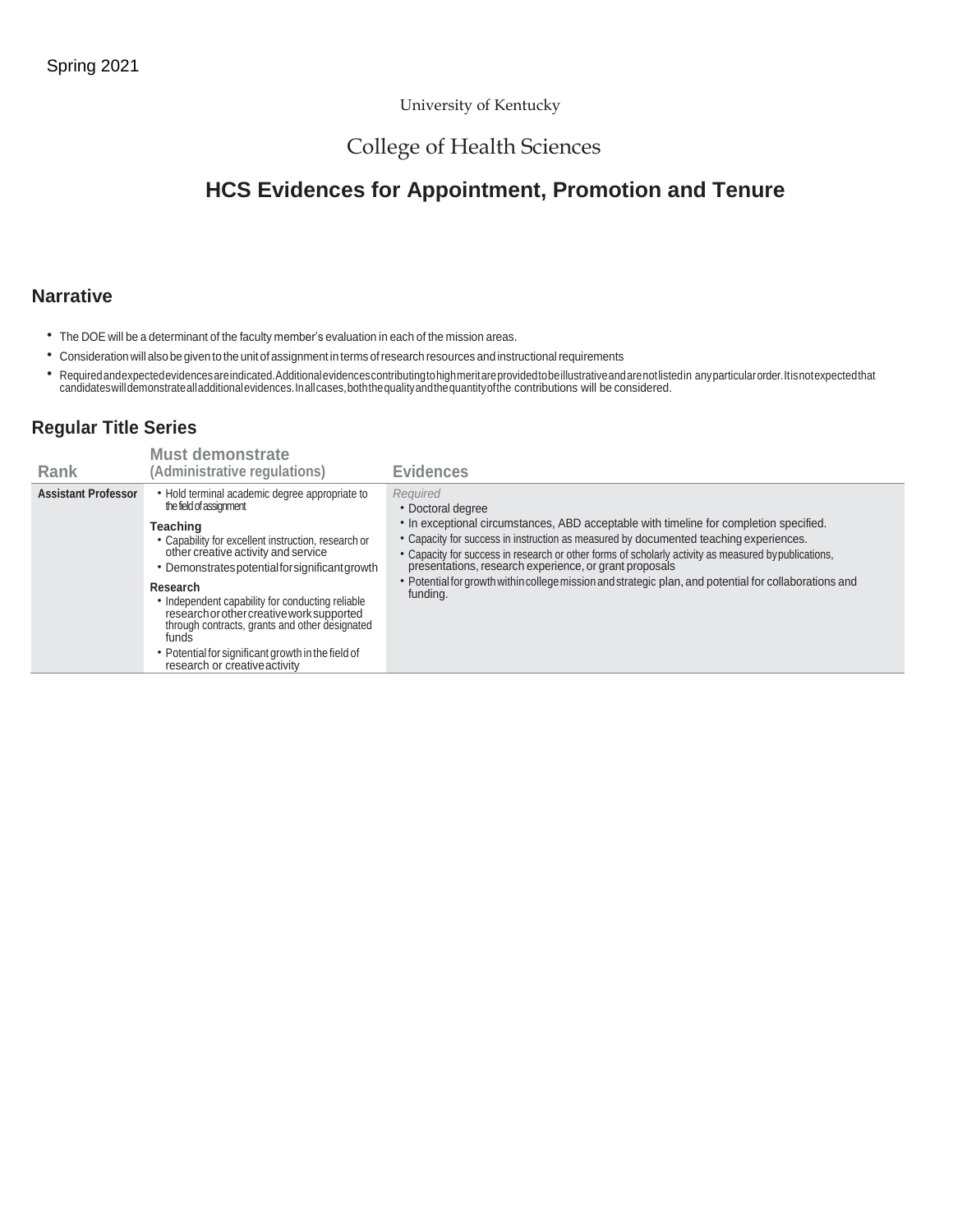Spring 2021

University of Kentucky

College of Health Sciences

# HCS Evidences for Appointment, Promotion and Tenure

## Narrative

- The DOE will be a determinant of the faculty member's evaluation in each of the mission areas.
- Consideration will also be given to the unit of assignment in terms of research resources and instructional requirements
- Required and expected evidences are indicated. Additional evidences contributing to high merit are provided to be illustrative and are not listed in any particular order. It is not expected that candidates will demonstrate all additional evidences. In all cases, both the quality and the quantity of the contributions will be considered.

## Regular Title Series

| Rank | Must demonstrate (Administrative regulations) | Evidences |
|---|---|---|
| **Assistant Professor** | • Hold terminal academic degree appropriate to the field of assignment<br>**Teaching**<br>• Capability for excellent instruction, research or other creative activity and service<br>• Demonstrates potential for significant growth<br>**Research**<br>• Independent capability for conducting reliable research or other creative work supported through contracts, grants and other designated funds<br>• Potential for significant growth in the field of research or creative activity | *Required*<br>• Doctoral degree<br>• In exceptional circumstances, ABD acceptable with timeline for completion specified.<br>• Capacity for success in instruction as measured by documented teaching experiences.<br>• Capacity for success in research or other forms of scholarly activity as measured by publications, presentations, research experience, or grant proposals<br>• Potential for growth within college mission and strategic plan, and potential for collaborations and funding. |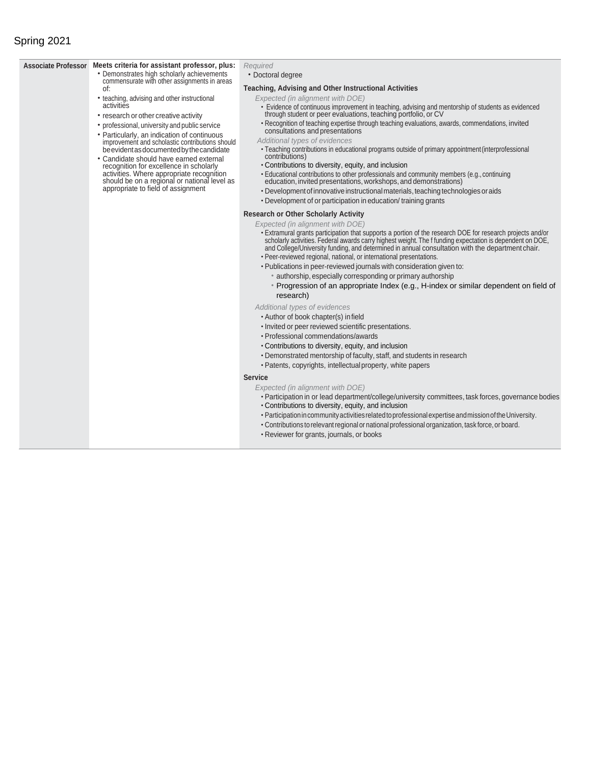Spring 2021

| Associate Professor | Meets criteria for assistant professor, plus: | |
|---|---|---|
| | • Demonstrates high scholarly achievements commensurate with other assignments in areas of:<br>• teaching, advising and other instructional activities<br>• research or other creative activity<br>• professional, university and public service<br>• Particularly, an indication of continuous improvement and scholastic contributions should be evident as documented by the candidate<br>• Candidate should have earned external recognition for excellence in scholarly activities. Where appropriate recognition should be on a regional or national level as appropriate to field of assignment | *Required*<br>• Doctoral degree<br><br>**Teaching, Advising and Other Instructional Activities**<br>*Expected (in alignment with DOE)*<br>• Evidence of continuous improvement in teaching, advising and mentorship of students as evidenced through student or peer evaluations, teaching portfolio, or CV<br>• Recognition of teaching expertise through teaching evaluations, awards, commendations, invited consultations and presentations<br>*Additional types of evidences*<br>• Teaching contributions in educational programs outside of primary appointment (interprofessional contributions)<br>• Contributions to diversity, equity, and inclusion<br>• Educational contributions to other professionals and community members (e.g., continuing education, invited presentations, workshops, and demonstrations)<br>• Development of innovative instructional materials, teaching technologies or aids<br>• Development of or participation in education/ training grants<br><br>**Research or Other Scholarly Activity**<br>*Expected (in alignment with DOE)*<br>• Extramural grants participation that supports a portion of the research DOE for research projects and/or scholarly activities. Federal awards carry highest weight. The f funding expectation is dependent on DOE, and College/University funding, and determined in annual consultation with the department chair.<br>• Peer-reviewed regional, national, or international presentations.<br>• Publications in peer-reviewed journals with consideration given to:<br>&nbsp;&nbsp;◦ authorship, especially corresponding or primary authorship<br>&nbsp;&nbsp;◦ Progression of an appropriate Index (e.g., H-index or similar dependent on field of research)<br>*Additional types of evidences*<br>• Author of book chapter(s) in field<br>• Invited or peer reviewed scientific presentations.<br>• Professional commendations/awards<br>• Contributions to diversity, equity, and inclusion<br>• Demonstrated mentorship of faculty, staff, and students in research<br>• Patents, copyrights, intellectual property, white papers<br><br>**Service**<br>*Expected (in alignment with DOE)*<br>• Participation in or lead department/college/university committees, task forces, governance bodies<br>• Contributions to diversity, equity, and inclusion<br>• Participation in community activities related to professional expertise and mission of the University.<br>• Contributions to relevant regional or national professional organization, task force, or board.<br>• Reviewer for grants, journals, or books |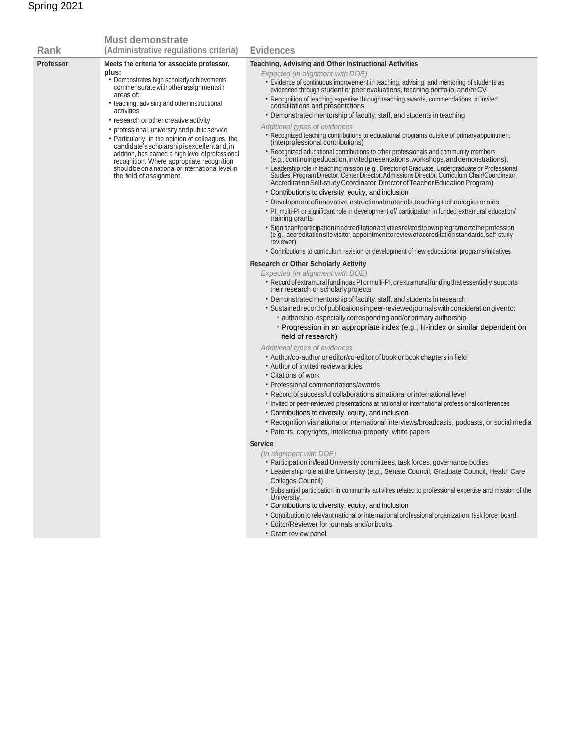| Rank | Must demonstrate (Administrative regulations criteria) | Evidences |
|---|---|---|
| Professor | **Meets the criteria for associate professor, plus:**<br>• Demonstrates high scholarly achievements commensurate with other assignments in areas of:<br>• teaching, advising and other instructional activities<br>• research or other creative activity<br>• professional, university and public service<br>• Particularly, in the opinion of colleagues, the candidate's scholarship is excellent and, in addition, has earned a high level of professional recognition. Where appropriate recognition should be on a national or international level in the field of assignment. | **Teaching, Advising and Other Instructional Activities**<br>*Expected (in alignment with DOE)*<br>• Evidence of continuous improvement in teaching, advising, and mentoring of students as evidenced through student or peer evaluations, teaching portfolio, and/or CV<br>• Recognition of teaching expertise through teaching awards, commendations, or invited consultations and presentations<br>• Demonstrated mentorship of faculty, staff, and students in teaching<br>*Additional types of evidences*<br>• Recognized teaching contributions to educational programs outside of primary appointment (interprofessional contributions)<br>• Recognized educational contributions to other professionals and community members (e.g., continuing education, invited presentations, workshops, and demonstrations).<br>• Leadership role in teaching mission (e.g., Director of Graduate, Undergraduate or Professional Studies, Program Director, Center Director, Admissions Director, Curriculum Chair/Coordinator, Accreditation Self-study Coordinator, Director of Teacher Education Program)<br>• Contributions to diversity, equity, and inclusion<br>• Development of innovative instructional materials, teaching technologies or aids<br>• PI, multi-PI or significant role in development of/ participation in funded extramural education/ training grants<br>• Significant participation in accreditation activities related to own program or to the profession (e.g., accreditation site visitor, appointment to review of accreditation standards, self-study reviewer)<br>• Contributions to curriculum revision or development of new educational programs/initiatives<br>**Research or Other Scholarly Activity**<br>*Expected (in alignment with DOE)*<br>• Record of extramural funding as PI or multi-PI, or extramural funding that essentially supports their research or scholarly projects<br>• Demonstrated mentorship of faculty, staff, and students in research<br>• Sustained record of publications in peer-reviewed journals with consideration given to:<br>&nbsp;&nbsp;◦ authorship, especially corresponding and/or primary authorship<br>&nbsp;&nbsp;◦ Progression in an appropriate index (e.g., H-index or similar dependent on field of research)<br>*Additional types of evidences*<br>• Author/co-author or editor/co-editor of book or book chapters in field<br>• Author of invited review articles<br>• Citations of work<br>• Professional commendations/awards<br>• Record of successful collaborations at national or international level<br>• Invited or peer-reviewed presentations at national or international professional conferences<br>• Contributions to diversity, equity, and inclusion<br>• Recognition via national or international interviews/broadcasts, podcasts, or social media<br>• Patents, copyrights, intellectual property, white papers<br>**Service**<br>*(In alignment with DOE)*<br>• Participation in/lead University committees, task forces, governance bodies<br>• Leadership role at the University (e.g., Senate Council, Graduate Council, Health Care Colleges Council)<br>• Substantial participation in community activities related to professional expertise and mission of the University.<br>• Contributions to diversity, equity, and inclusion<br>• Contribution to relevant national or international professional organization, task force, board.<br>• Editor/Reviewer for journals and/or books<br>• Grant review panel |